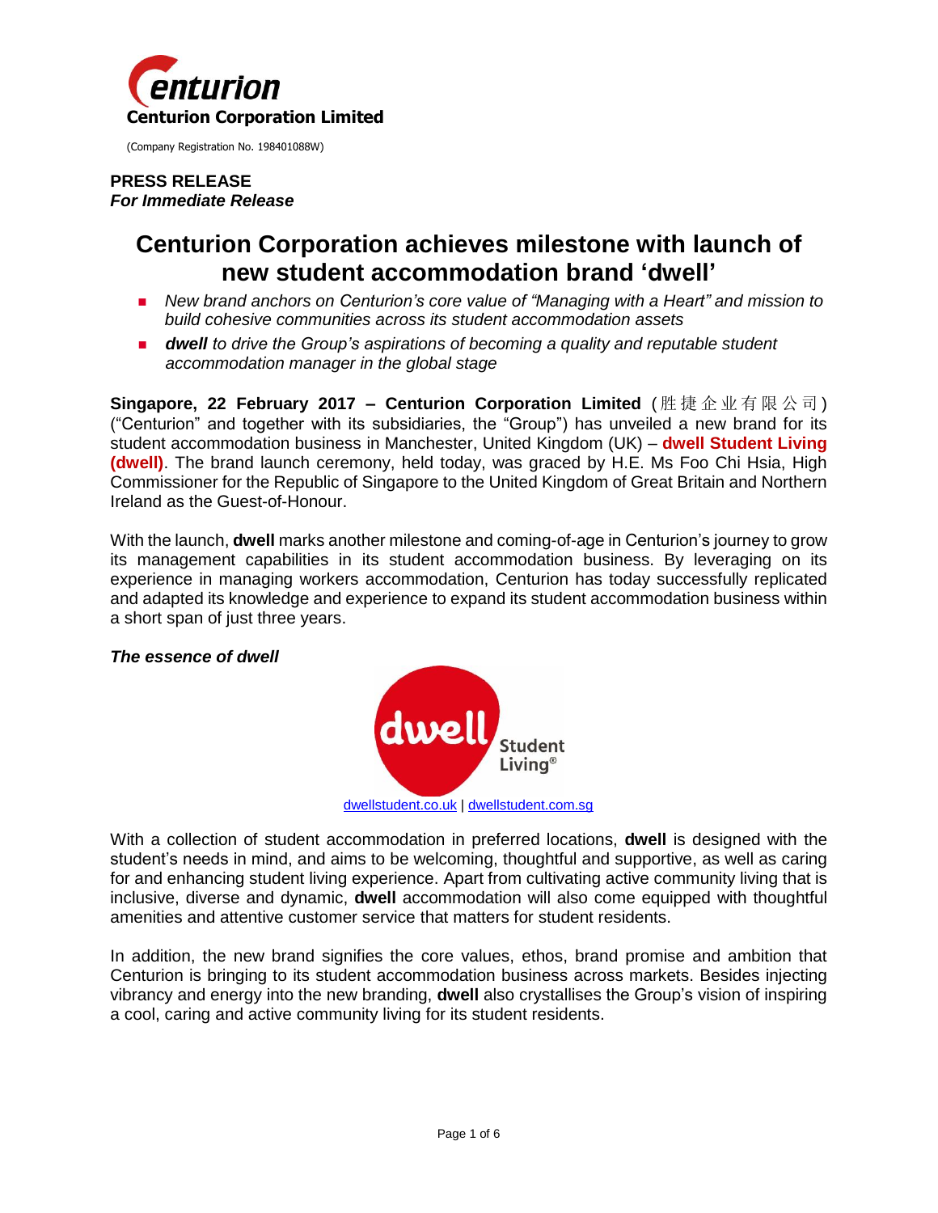**Centurion Corporation Limited**

(Company Registration No. 198401088W)

**PRESS RELEASE**
***For Immediate Release***

# Centurion Corporation achieves milestone with launch of new student accommodation brand 'dwell'

- *New brand anchors on Centurion's core value of "Managing with a Heart" and mission to build cohesive communities across its student accommodation assets*
- ***dwell** to drive the Group's aspirations of becoming a quality and reputable student accommodation manager in the global stage*

**Singapore, 22 February 2017 – Centurion Corporation Limited** (胜捷企业有限公司) ("Centurion" and together with its subsidiaries, the "Group") has unveiled a new brand for its student accommodation business in Manchester, United Kingdom (UK) – **dwell Student Living (dwell)**. The brand launch ceremony, held today, was graced by H.E. Ms Foo Chi Hsia, High Commissioner for the Republic of Singapore to the United Kingdom of Great Britain and Northern Ireland as the Guest-of-Honour.

With the launch, **dwell** marks another milestone and coming-of-age in Centurion's journey to grow its management capabilities in its student accommodation business. By leveraging on its experience in managing workers accommodation, Centurion has today successfully replicated and adapted its knowledge and experience to expand its student accommodation business within a short span of just three years.

***The essence of dwell***

dwell Student Living®

dwellstudent.co.uk | dwellstudent.com.sg

With a collection of student accommodation in preferred locations, **dwell** is designed with the student's needs in mind, and aims to be welcoming, thoughtful and supportive, as well as caring for and enhancing student living experience. Apart from cultivating active community living that is inclusive, diverse and dynamic, **dwell** accommodation will also come equipped with thoughtful amenities and attentive customer service that matters for student residents.

In addition, the new brand signifies the core values, ethos, brand promise and ambition that Centurion is bringing to its student accommodation business across markets. Besides injecting vibrancy and energy into the new branding, **dwell** also crystallises the Group's vision of inspiring a cool, caring and active community living for its student residents.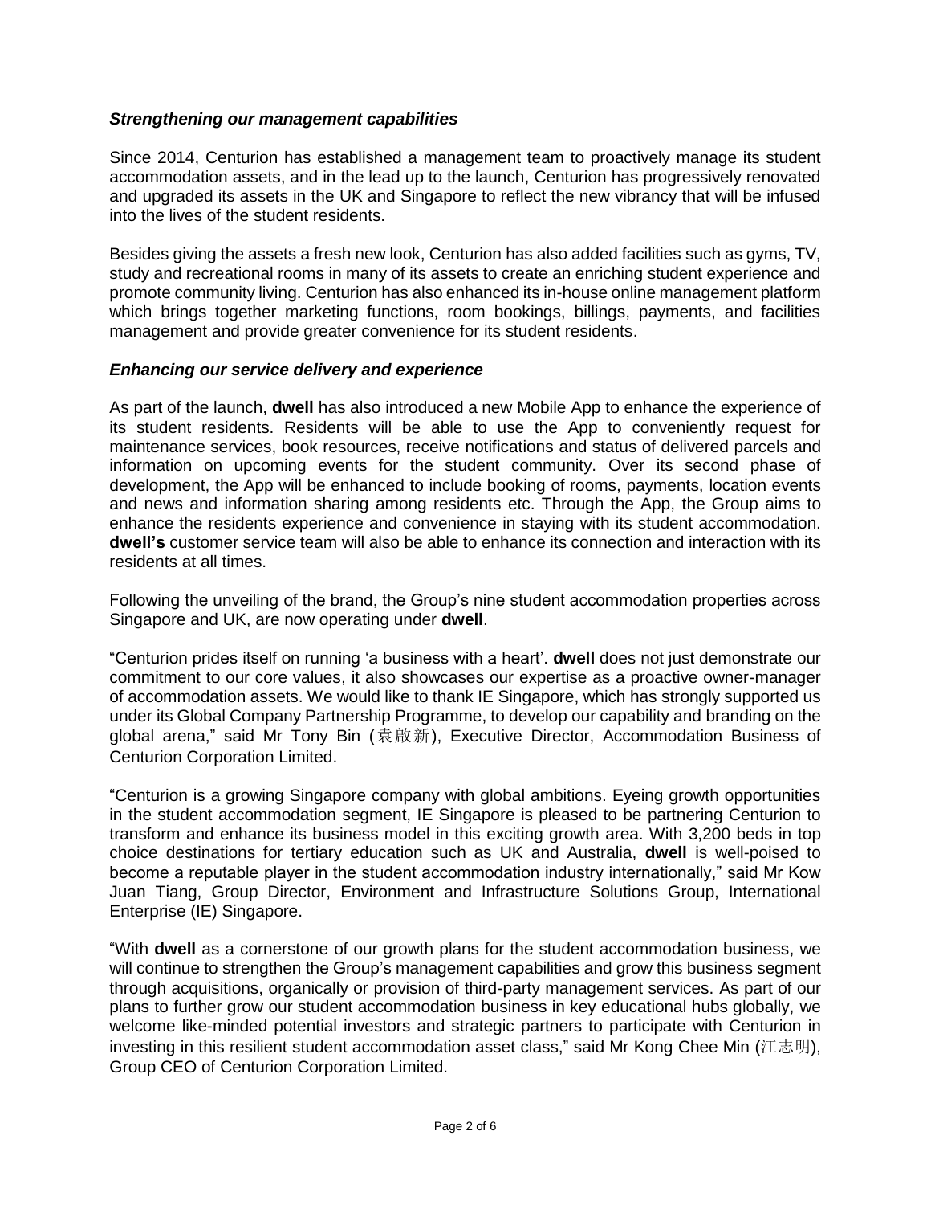### *Strengthening our management capabilities*

Since 2014, Centurion has established a management team to proactively manage its student accommodation assets, and in the lead up to the launch, Centurion has progressively renovated and upgraded its assets in the UK and Singapore to reflect the new vibrancy that will be infused into the lives of the student residents.

Besides giving the assets a fresh new look, Centurion has also added facilities such as gyms, TV, study and recreational rooms in many of its assets to create an enriching student experience and promote community living. Centurion has also enhanced its in-house online management platform which brings together marketing functions, room bookings, billings, payments, and facilities management and provide greater convenience for its student residents.

### *Enhancing our service delivery and experience*

As part of the launch, **dwell** has also introduced a new Mobile App to enhance the experience of its student residents. Residents will be able to use the App to conveniently request for maintenance services, book resources, receive notifications and status of delivered parcels and information on upcoming events for the student community. Over its second phase of development, the App will be enhanced to include booking of rooms, payments, location events and news and information sharing among residents etc. Through the App, the Group aims to enhance the residents experience and convenience in staying with its student accommodation. **dwell's** customer service team will also be able to enhance its connection and interaction with its residents at all times.

Following the unveiling of the brand, the Group's nine student accommodation properties across Singapore and UK, are now operating under **dwell**.

"Centurion prides itself on running 'a business with a heart'. **dwell** does not just demonstrate our commitment to our core values, it also showcases our expertise as a proactive owner-manager of accommodation assets. We would like to thank IE Singapore, which has strongly supported us under its Global Company Partnership Programme, to develop our capability and branding on the global arena," said Mr Tony Bin (袁啟新), Executive Director, Accommodation Business of Centurion Corporation Limited.

"Centurion is a growing Singapore company with global ambitions. Eyeing growth opportunities in the student accommodation segment, IE Singapore is pleased to be partnering Centurion to transform and enhance its business model in this exciting growth area. With 3,200 beds in top choice destinations for tertiary education such as UK and Australia, **dwell** is well-poised to become a reputable player in the student accommodation industry internationally," said Mr Kow Juan Tiang, Group Director, Environment and Infrastructure Solutions Group, International Enterprise (IE) Singapore.

"With **dwell** as a cornerstone of our growth plans for the student accommodation business, we will continue to strengthen the Group's management capabilities and grow this business segment through acquisitions, organically or provision of third-party management services. As part of our plans to further grow our student accommodation business in key educational hubs globally, we welcome like-minded potential investors and strategic partners to participate with Centurion in investing in this resilient student accommodation asset class," said Mr Kong Chee Min (江志明), Group CEO of Centurion Corporation Limited.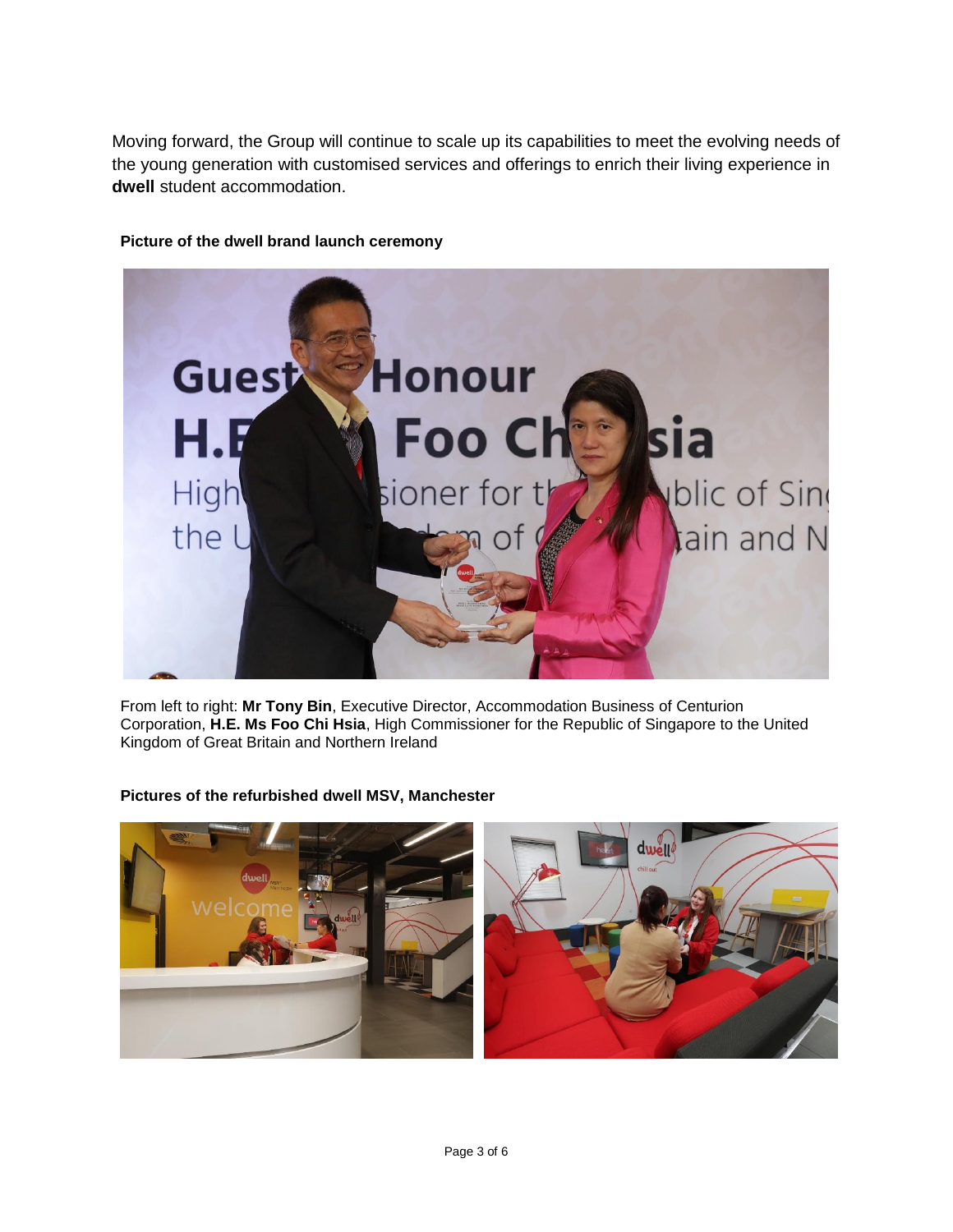Moving forward, the Group will continue to scale up its capabilities to meet the evolving needs of the young generation with customised services and offerings to enrich their living experience in **dwell** student accommodation.

**Picture of the dwell brand launch ceremony**

From left to right: **Mr Tony Bin**, Executive Director, Accommodation Business of Centurion Corporation, **H.E. Ms Foo Chi Hsia**, High Commissioner for the Republic of Singapore to the United Kingdom of Great Britain and Northern Ireland

**Pictures of the refurbished dwell MSV, Manchester**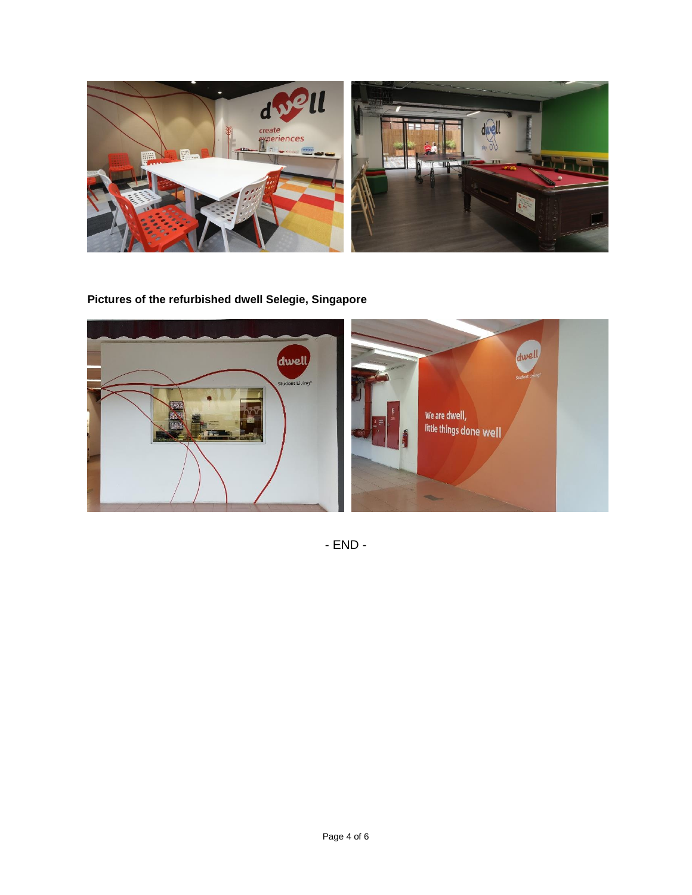**Pictures of the refurbished dwell Selegie, Singapore**

- END -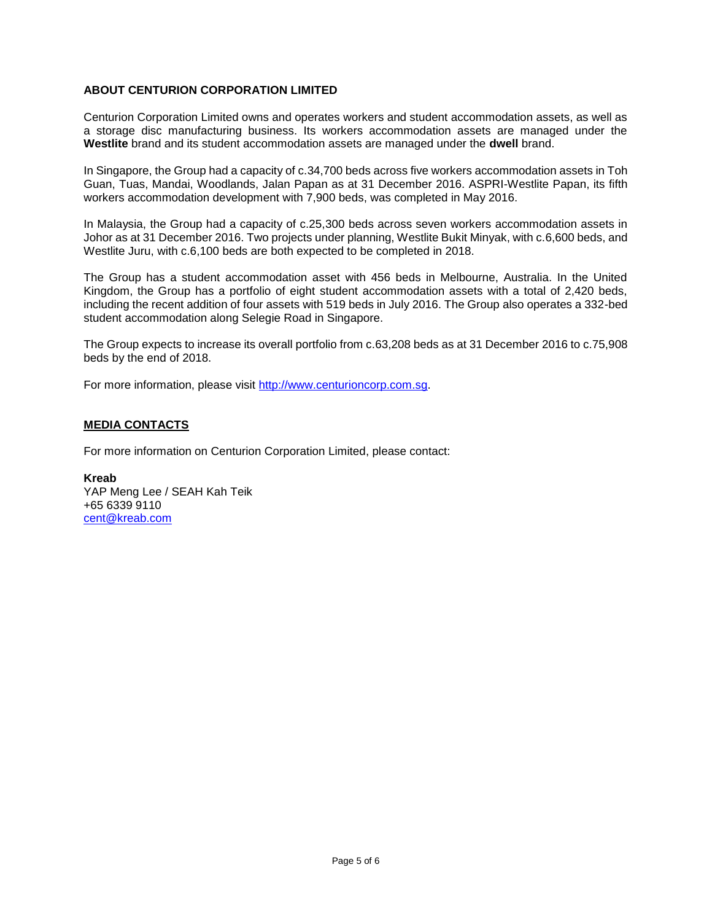## ABOUT CENTURION CORPORATION LIMITED

Centurion Corporation Limited owns and operates workers and student accommodation assets, as well as a storage disc manufacturing business. Its workers accommodation assets are managed under the **Westlite** brand and its student accommodation assets are managed under the **dwell** brand.

In Singapore, the Group had a capacity of c.34,700 beds across five workers accommodation assets in Toh Guan, Tuas, Mandai, Woodlands, Jalan Papan as at 31 December 2016. ASPRI-Westlite Papan, its fifth workers accommodation development with 7,900 beds, was completed in May 2016.

In Malaysia, the Group had a capacity of c.25,300 beds across seven workers accommodation assets in Johor as at 31 December 2016. Two projects under planning, Westlite Bukit Minyak, with c.6,600 beds, and Westlite Juru, with c.6,100 beds are both expected to be completed in 2018.

The Group has a student accommodation asset with 456 beds in Melbourne, Australia. In the United Kingdom, the Group has a portfolio of eight student accommodation assets with a total of 2,420 beds, including the recent addition of four assets with 519 beds in July 2016. The Group also operates a 332-bed student accommodation along Selegie Road in Singapore.

The Group expects to increase its overall portfolio from c.63,208 beds as at 31 December 2016 to c.75,908 beds by the end of 2018.

For more information, please visit [http://www.centurioncorp.com.sg](http://www.centurioncorp.com.sg).

## MEDIA CONTACTS

For more information on Centurion Corporation Limited, please contact:

**Kreab**
YAP Meng Lee / SEAH Kah Teik
+65 6339 9110
[cent@kreab.com](mailto:cent@kreab.com)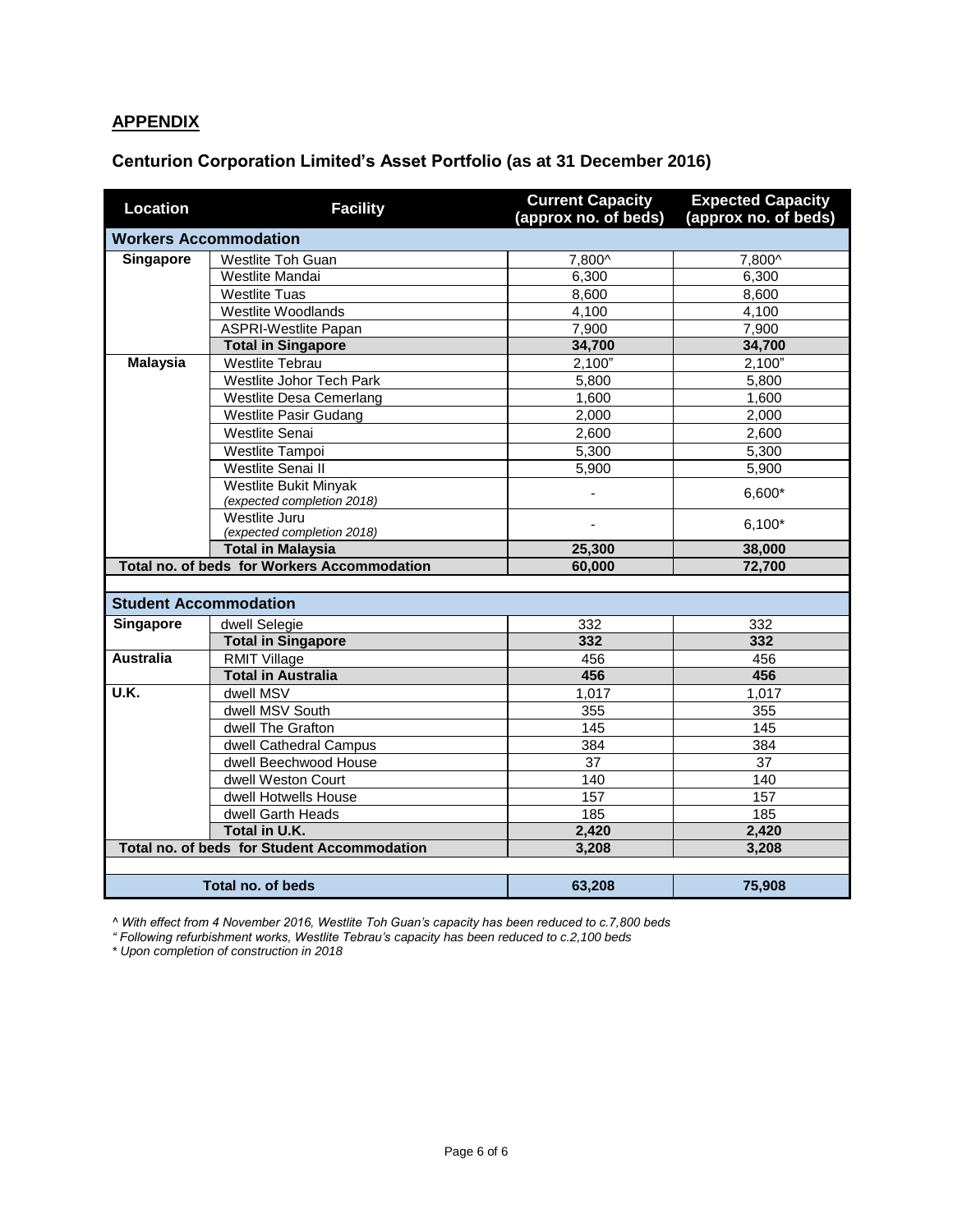## APPENDIX

### Centurion Corporation Limited's Asset Portfolio (as at 31 December 2016)

| Location | Facility | Current Capacity (approx no. of beds) | Expected Capacity (approx no. of beds) |
|---|---|---|---|
| **Workers Accommodation** | | | |
| **Singapore** | Westlite Toh Guan | 7,800^ | 7,800^ |
| | Westlite Mandai | 6,300 | 6,300 |
| | Westlite Tuas | 8,600 | 8,600 |
| | Westlite Woodlands | 4,100 | 4,100 |
| | ASPRI-Westlite Papan | 7,900 | 7,900 |
| | **Total in Singapore** | **34,700** | **34,700** |
| **Malaysia** | Westlite Tebrau | 2,100" | 2,100" |
| | Westlite Johor Tech Park | 5,800 | 5,800 |
| | Westlite Desa Cemerlang | 1,600 | 1,600 |
| | Westlite Pasir Gudang | 2,000 | 2,000 |
| | Westlite Senai | 2,600 | 2,600 |
| | Westlite Tampoi | 5,300 | 5,300 |
| | Westlite Senai II | 5,900 | 5,900 |
| | Westlite Bukit Minyak *(expected completion 2018)* | - | 6,600* |
| | Westlite Juru *(expected completion 2018)* | - | 6,100* |
| | **Total in Malaysia** | **25,300** | **38,000** |
| **Total no. of beds for Workers Accommodation** | | **60,000** | **72,700** |
| **Student Accommodation** | | | |
| **Singapore** | dwell Selegie | 332 | 332 |
| | **Total in Singapore** | **332** | **332** |
| **Australia** | RMIT Village | 456 | 456 |
| | **Total in Australia** | **456** | **456** |
| **U.K.** | dwell MSV | 1,017 | 1,017 |
| | dwell MSV South | 355 | 355 |
| | dwell The Grafton | 145 | 145 |
| | dwell Cathedral Campus | 384 | 384 |
| | dwell Beechwood House | 37 | 37 |
| | dwell Weston Court | 140 | 140 |
| | dwell Hotwells House | 157 | 157 |
| | dwell Garth Heads | 185 | 185 |
| | **Total in U.K.** | **2,420** | **2,420** |
| **Total no. of beds for Student Accommodation** | | **3,208** | **3,208** |
| **Total no. of beds** | | **63,208** | **75,908** |

*^ With effect from 4 November 2016, Westlite Toh Guan's capacity has been reduced to c.7,800 beds*

*" Following refurbishment works, Westlite Tebrau's capacity has been reduced to c.2,100 beds*

*\* Upon completion of construction in 2018*